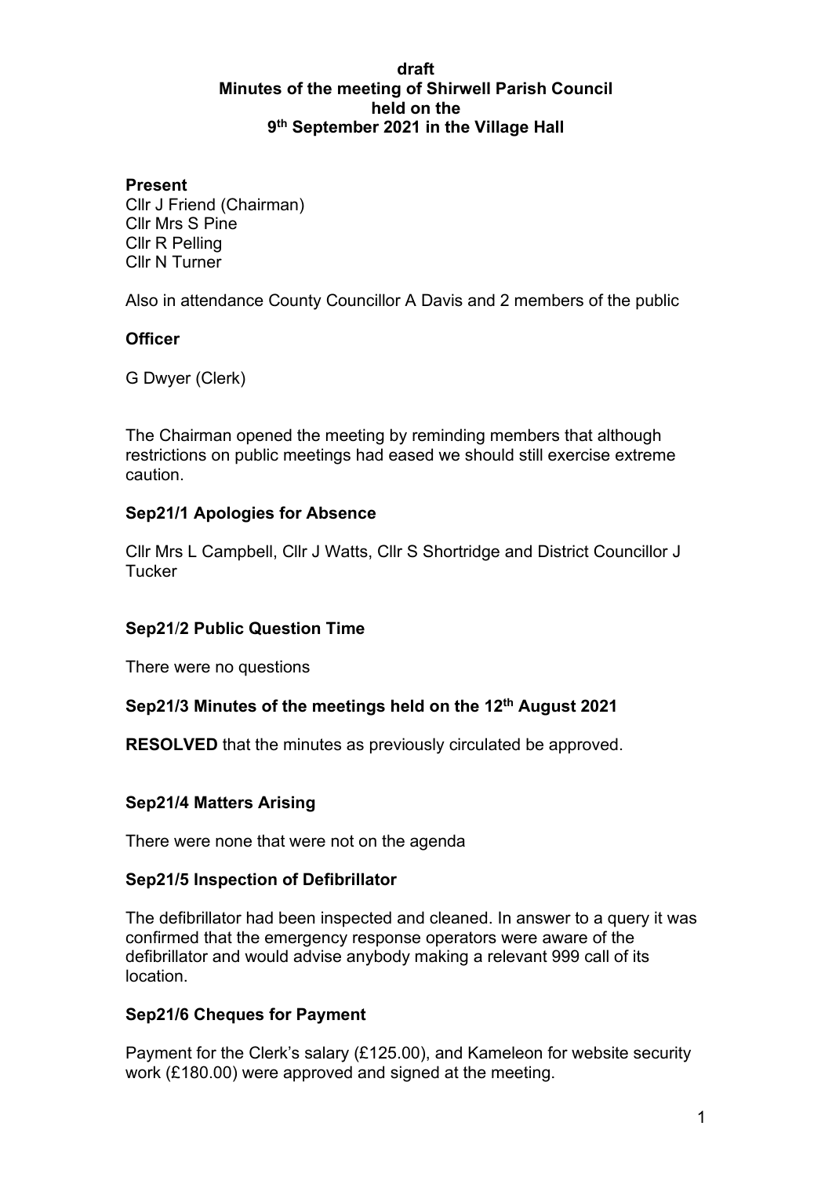**draft**
**Minutes of the meeting of Shirwell Parish Council**
**held on the**
**9th September 2021 in the Village Hall**

**Present**

Cllr J Friend (Chairman)
Cllr Mrs S Pine
Cllr R Pelling
Cllr N Turner

Also in attendance County Councillor A Davis and 2 members of the public

**Officer**

G Dwyer (Clerk)

The Chairman opened the meeting by reminding members that although restrictions on public meetings had eased we should still exercise extreme caution.

**Sep21/1 Apologies for Absence**

Cllr Mrs L Campbell, Cllr J Watts, Cllr S Shortridge and District Councillor J Tucker

**Sep21/2 Public Question Time**

There were no questions

**Sep21/3 Minutes of the meetings held on the 12th August 2021**

**RESOLVED** that the minutes as previously circulated be approved.

**Sep21/4 Matters Arising**

There were none that were not on the agenda

**Sep21/5 Inspection of Defibrillator**

The defibrillator had been inspected and cleaned. In answer to a query it was confirmed that the emergency response operators were aware of the defibrillator and would advise anybody making a relevant 999 call of its location.

**Sep21/6 Cheques for Payment**

Payment for the Clerk's salary (£125.00), and Kameleon for website security work (£180.00) were approved and signed at the meeting.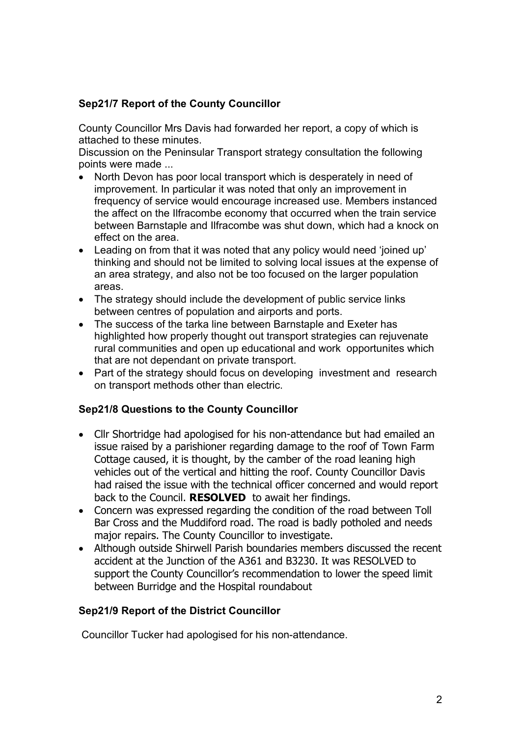### Sep21/7 Report of the County Councillor

County Councillor Mrs Davis had forwarded her report, a copy of which is attached to these minutes.
Discussion on the Peninsular Transport strategy consultation the following points were made ...

- North Devon has poor local transport which is desperately in need of improvement. In particular it was noted that only an improvement in frequency of service would encourage increased use. Members instanced the affect on the Ilfracombe economy that occurred when the train service between Barnstaple and Ilfracombe was shut down, which had a knock on effect on the area.
- Leading on from that it was noted that any policy would need 'joined up' thinking and should not be limited to solving local issues at the expense of an area strategy, and also not be too focused on the larger population areas.
- The strategy should include the development of public service links between centres of population and airports and ports.
- The success of the tarka line between Barnstaple and Exeter has highlighted how properly thought out transport strategies can rejuvenate rural communities and open up educational and work opportunites which that are not dependant on private transport.
- Part of the strategy should focus on developing investment and research on transport methods other than electric.

### Sep21/8 Questions to the County Councillor

- Cllr Shortridge had apologised for his non-attendance but had emailed an issue raised by a parishioner regarding damage to the roof of Town Farm Cottage caused, it is thought, by the camber of the road leaning high vehicles out of the vertical and hitting the roof. County Councillor Davis had raised the issue with the technical officer concerned and would report back to the Council. **RESOLVED** to await her findings.
- Concern was expressed regarding the condition of the road between Toll Bar Cross and the Muddiford road. The road is badly potholed and needs major repairs. The County Councillor to investigate.
- Although outside Shirwell Parish boundaries members discussed the recent accident at the Junction of the A361 and B3230. It was RESOLVED to support the County Councillor's recommendation to lower the speed limit between Burridge and the Hospital roundabout

### Sep21/9 Report of the District Councillor

Councillor Tucker had apologised for his non-attendance.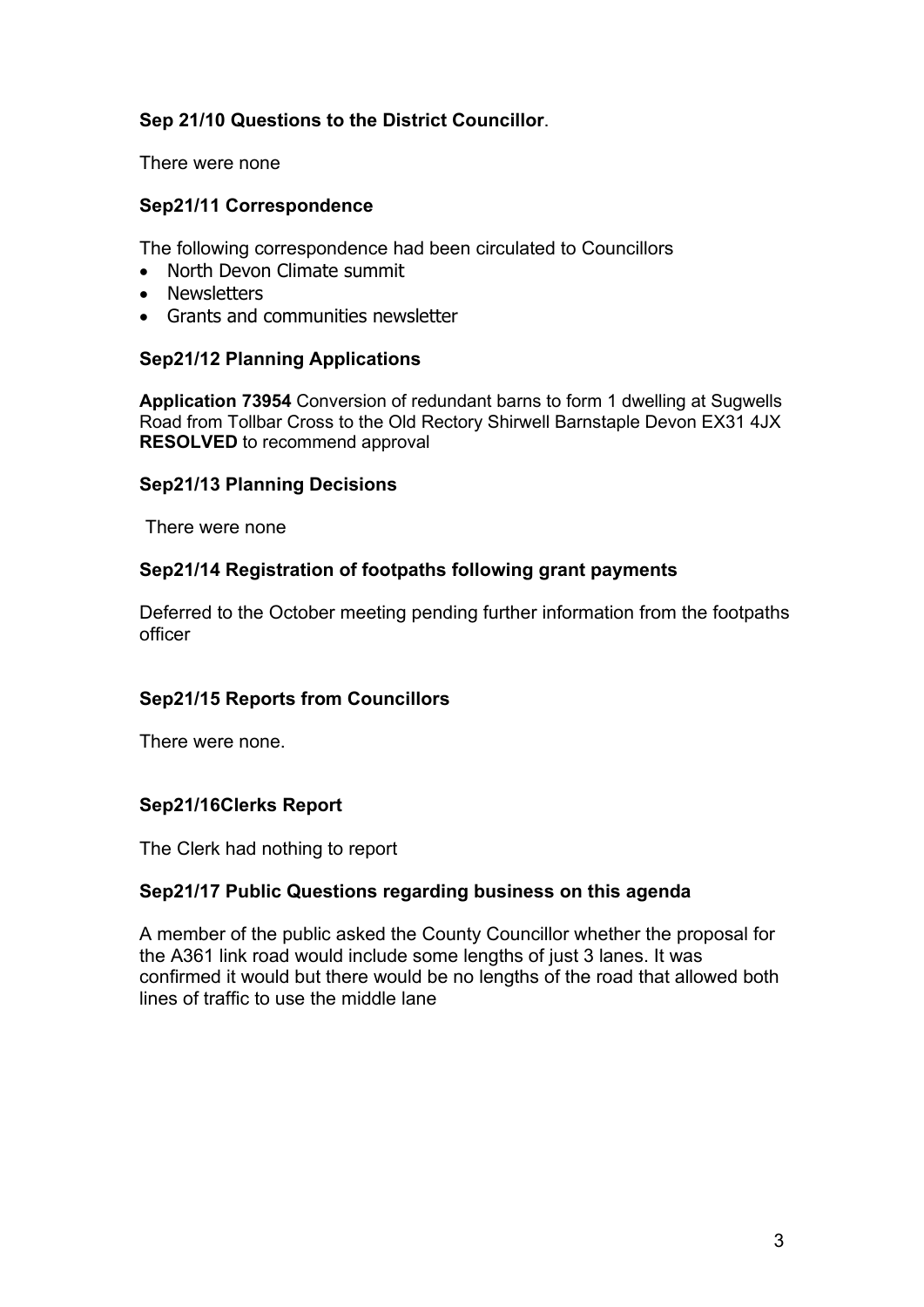**Sep 21/10 Questions to the District Councillor**.

There were none

**Sep21/11 Correspondence**

The following correspondence had been circulated to Councillors

- North Devon Climate summit
- Newsletters
- Grants and communities newsletter

**Sep21/12 Planning Applications**

**Application 73954** Conversion of redundant barns to form 1 dwelling at Sugwells Road from Tollbar Cross to the Old Rectory Shirwell Barnstaple Devon EX31 4JX
**RESOLVED** to recommend approval

**Sep21/13 Planning Decisions**

There were none

**Sep21/14 Registration of footpaths following grant payments**

Deferred to the October meeting pending further information from the footpaths officer

**Sep21/15 Reports from Councillors**

There were none.

**Sep21/16Clerks Report**

The Clerk had nothing to report

**Sep21/17 Public Questions regarding business on this agenda**

A member of the public asked the County Councillor whether the proposal for the A361 link road would include some lengths of just 3 lanes. It was confirmed it would but there would be no lengths of the road that allowed both lines of traffic to use the middle lane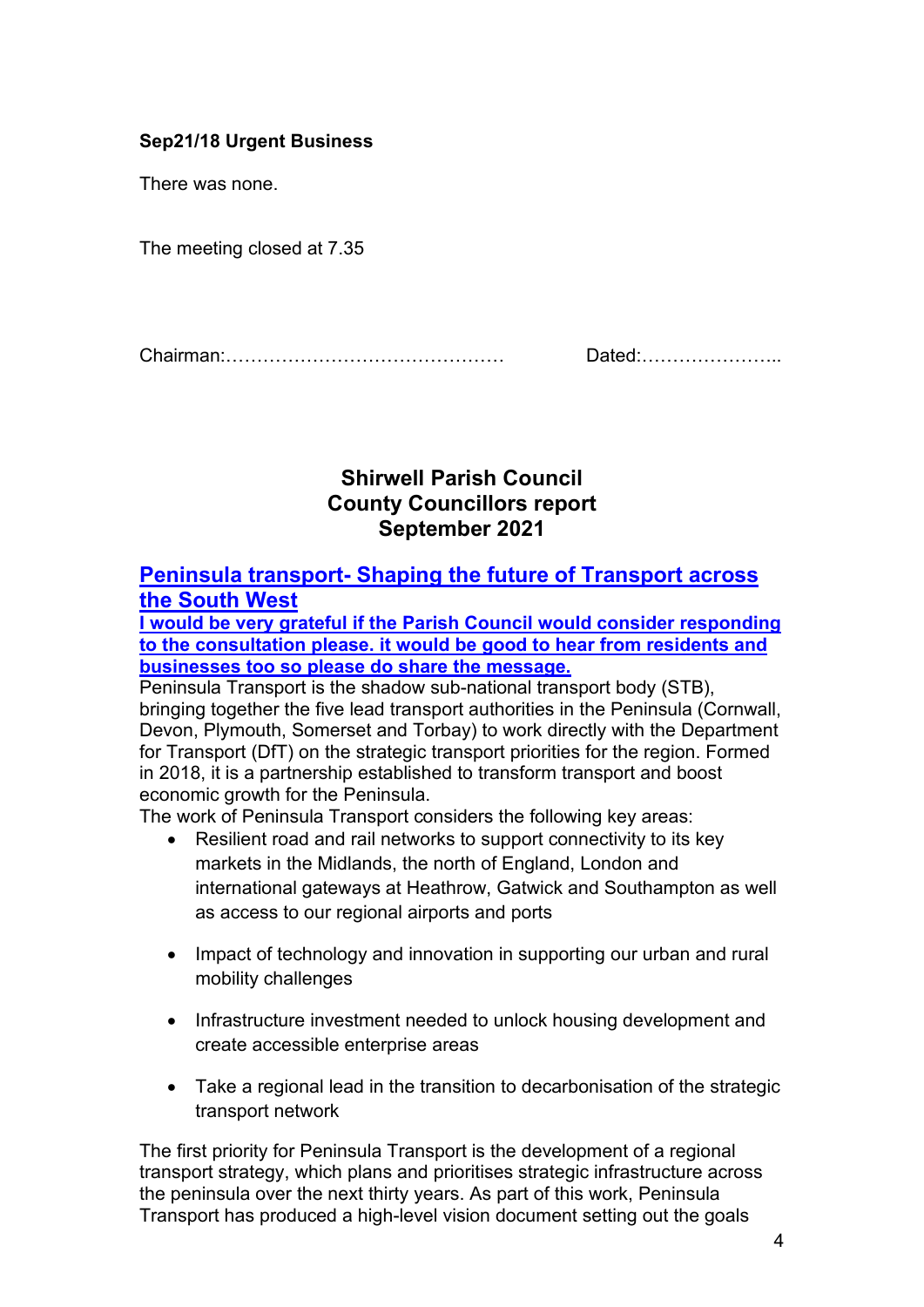**Sep21/18 Urgent Business**

There was none.

The meeting closed at 7.35

Chairman:……………………………………… Dated:…………………..

## Shirwell Parish Council
## County Councillors report
## September 2021

### Peninsula transport- Shaping the future of Transport across the South West

**I would be very grateful if the Parish Council would consider responding to the consultation please. it would be good to hear from residents and businesses too so please do share the message.**

Peninsula Transport is the shadow sub-national transport body (STB), bringing together the five lead transport authorities in the Peninsula (Cornwall, Devon, Plymouth, Somerset and Torbay) to work directly with the Department for Transport (DfT) on the strategic transport priorities for the region. Formed in 2018, it is a partnership established to transform transport and boost economic growth for the Peninsula.

The work of Peninsula Transport considers the following key areas:

- Resilient road and rail networks to support connectivity to its key markets in the Midlands, the north of England, London and international gateways at Heathrow, Gatwick and Southampton as well as access to our regional airports and ports
- Impact of technology and innovation in supporting our urban and rural mobility challenges
- Infrastructure investment needed to unlock housing development and create accessible enterprise areas
- Take a regional lead in the transition to decarbonisation of the strategic transport network

The first priority for Peninsula Transport is the development of a regional transport strategy, which plans and prioritises strategic infrastructure across the peninsula over the next thirty years. As part of this work, Peninsula Transport has produced a high-level vision document setting out the goals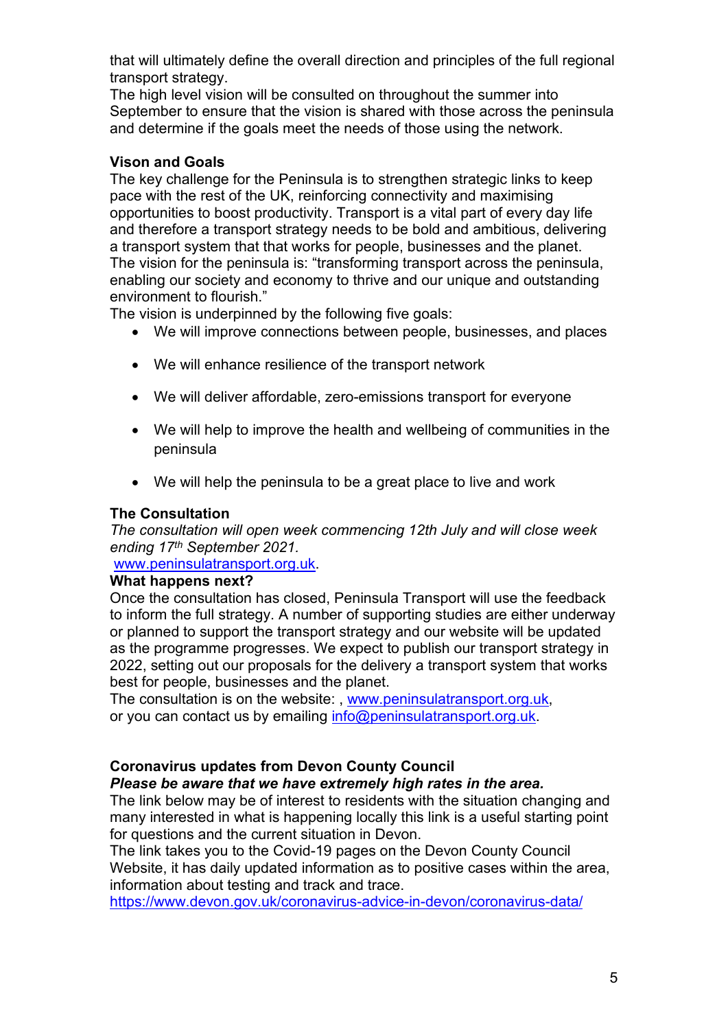that will ultimately define the overall direction and principles of the full regional transport strategy.

The high level vision will be consulted on throughout the summer into September to ensure that the vision is shared with those across the peninsula and determine if the goals meet the needs of those using the network.

**Vison and Goals**

The key challenge for the Peninsula is to strengthen strategic links to keep pace with the rest of the UK, reinforcing connectivity and maximising opportunities to boost productivity. Transport is a vital part of every day life and therefore a transport strategy needs to be bold and ambitious, delivering a transport system that that works for people, businesses and the planet.

The vision for the peninsula is: "transforming transport across the peninsula, enabling our society and economy to thrive and our unique and outstanding environment to flourish."

The vision is underpinned by the following five goals:

- We will improve connections between people, businesses, and places
- We will enhance resilience of the transport network
- We will deliver affordable, zero-emissions transport for everyone
- We will help to improve the health and wellbeing of communities in the peninsula
- We will help the peninsula to be a great place to live and work

**The Consultation**

*The consultation will open week commencing 12th July and will close week ending 17th September 2021.*

www.peninsulatransport.org.uk.

**What happens next?**

Once the consultation has closed, Peninsula Transport will use the feedback to inform the full strategy. A number of supporting studies are either underway or planned to support the transport strategy and our website will be updated as the programme progresses. We expect to publish our transport strategy in 2022, setting out our proposals for the delivery a transport system that works best for people, businesses and the planet.

The consultation is on the website: , www.peninsulatransport.org.uk, or you can contact us by emailing info@peninsulatransport.org.uk.

**Coronavirus updates from Devon County Council**

***Please be aware that we have extremely high rates in the area.***

The link below may be of interest to residents with the situation changing and many interested in what is happening locally this link is a useful starting point for questions and the current situation in Devon.

The link takes you to the Covid-19 pages on the Devon County Council Website, it has daily updated information as to positive cases within the area, information about testing and track and trace.

https://www.devon.gov.uk/coronavirus-advice-in-devon/coronavirus-data/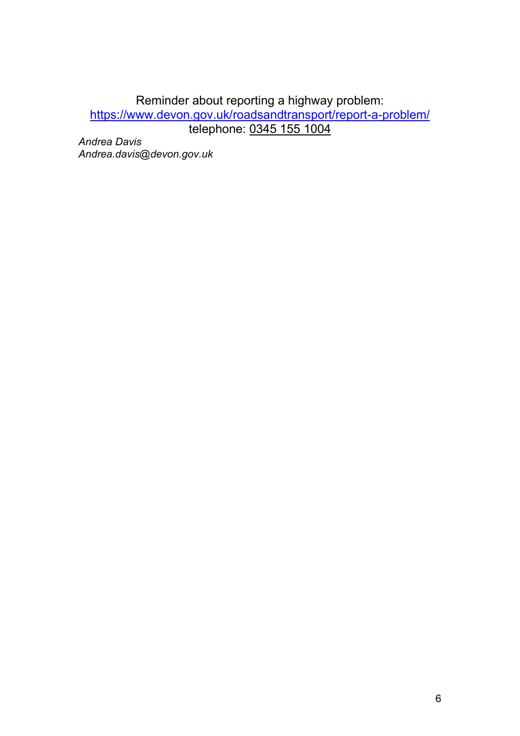Reminder about reporting a highway problem:
https://www.devon.gov.uk/roadsandtransport/report-a-problem/
telephone: 0345 155 1004

*Andrea Davis*
*Andrea.davis@devon.gov.uk*